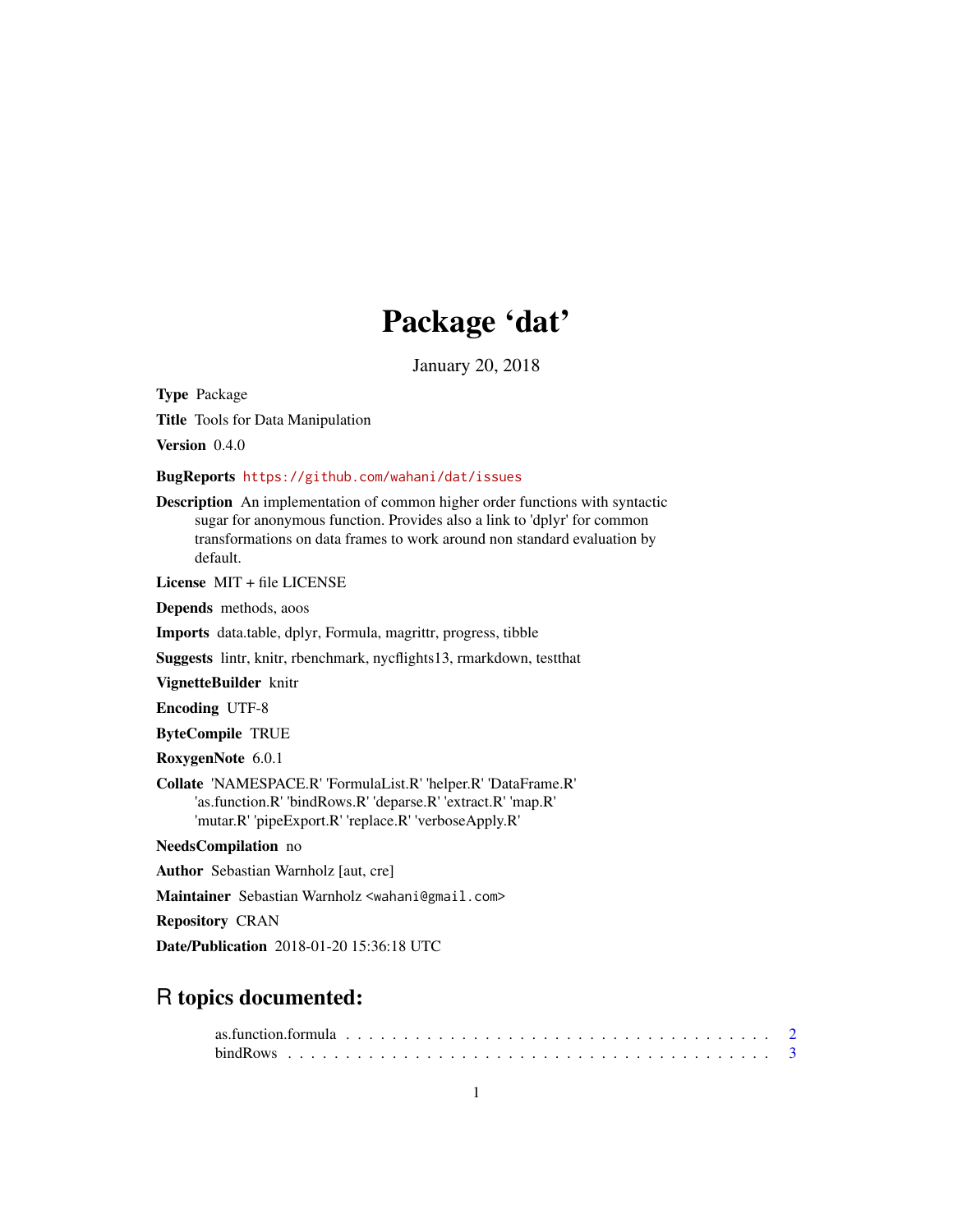# Package 'dat'

January 20, 2018

**Type** Package

**Title** Tools for Data Manipulation

**Version** 0.4.0

**BugReports** https://github.com/wahani/dat/issues

**Description** An implementation of common higher order functions with syntactic sugar for anonymous function. Provides also a link to 'dplyr' for common transformations on data frames to work around non standard evaluation by default.

**License** MIT + file LICENSE

**Depends** methods, aoos

**Imports** data.table, dplyr, Formula, magrittr, progress, tibble

**Suggests** lintr, knitr, rbenchmark, nycflights13, rmarkdown, testthat

**VignetteBuilder** knitr

**Encoding** UTF-8

**ByteCompile** TRUE

**RoxygenNote** 6.0.1

**Collate** 'NAMESPACE.R' 'FormulaList.R' 'helper.R' 'DataFrame.R' 'as.function.R' 'bindRows.R' 'deparse.R' 'extract.R' 'map.R' 'mutar.R' 'pipeExport.R' 'replace.R' 'verboseApply.R'

**NeedsCompilation** no

**Author** Sebastian Warnholz [aut, cre]

**Maintainer** Sebastian Warnholz <wahani@gmail.com>

**Repository** CRAN

**Date/Publication** 2018-01-20 15:36:18 UTC

## R topics documented:

as.function.formula . . . . . . . . . . . . . . . . . . . . . . . . . . . . . . . . . . . . 2
bindRows . . . . . . . . . . . . . . . . . . . . . . . . . . . . . . . . . . . . . . . . . 3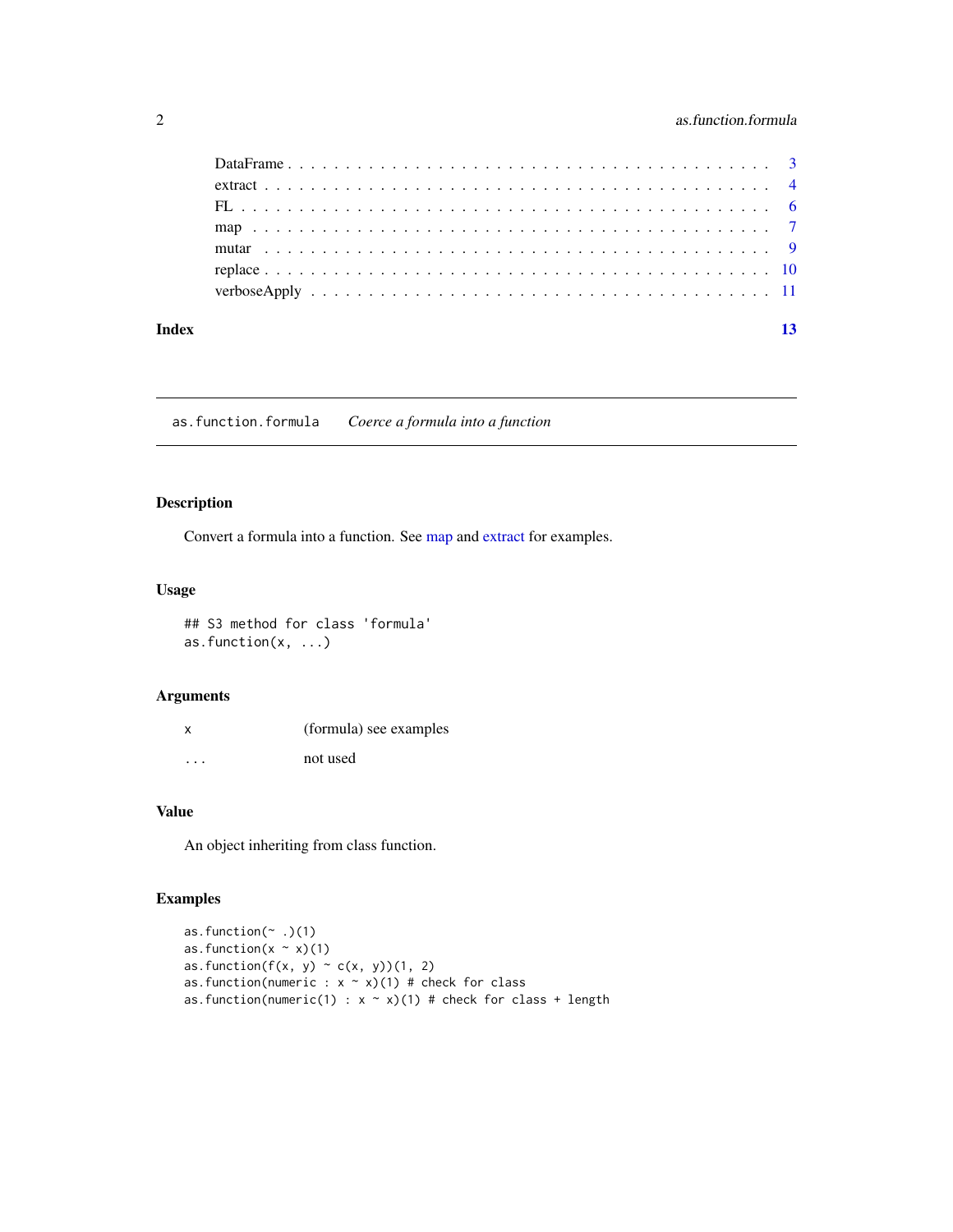DataFrame . . . . . . . . . . . . . . . . . . . . . . . . . . . . . . . . . . . . . . 3
extract . . . . . . . . . . . . . . . . . . . . . . . . . . . . . . . . . . . . . . . 4
FL . . . . . . . . . . . . . . . . . . . . . . . . . . . . . . . . . . . . . . . . . 6
map . . . . . . . . . . . . . . . . . . . . . . . . . . . . . . . . . . . . . . . . 7
mutar . . . . . . . . . . . . . . . . . . . . . . . . . . . . . . . . . . . . . . . 9
replace . . . . . . . . . . . . . . . . . . . . . . . . . . . . . . . . . . . . . . 10
verboseApply . . . . . . . . . . . . . . . . . . . . . . . . . . . . . . . . . . . 11

**Index** **13**

---

# as.function.formula — *Coerce a formula into a function*

## Description

Convert a formula into a function. See map and extract for examples.

## Usage

```
## S3 method for class 'formula'
as.function(x, ...)
```

## Arguments

| | |
|---|---|
| x | (formula) see examples |
| ... | not used |

## Value

An object inheriting from class function.

## Examples

```
as.function(~ .)(1)
as.function(x ~ x)(1)
as.function(f(x, y) ~ c(x, y))(1, 2)
as.function(numeric : x ~ x)(1) # check for class
as.function(numeric(1) : x ~ x)(1) # check for class + length
```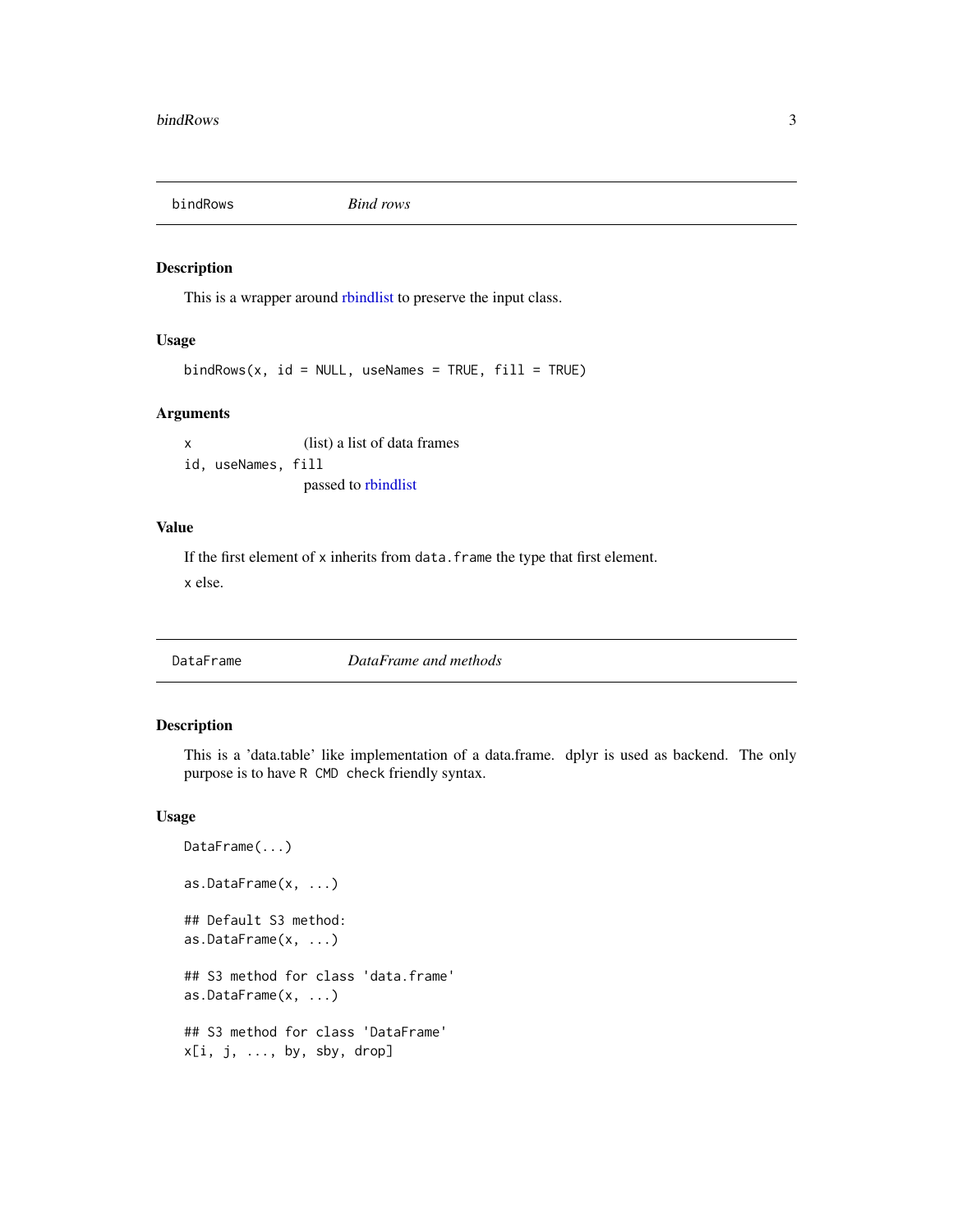## bindRows — *Bind rows*

### Description

This is a wrapper around rbindlist to preserve the input class.

### Usage

```
bindRows(x, id = NULL, useNames = TRUE, fill = TRUE)
```

### Arguments

`x` (list) a list of data frames

`id, useNames, fill` passed to rbindlist

### Value

If the first element of `x` inherits from `data.frame` the type that first element.

`x` else.

## DataFrame — *DataFrame and methods*

### Description

This is a 'data.table' like implementation of a data.frame. dplyr is used as backend. The only purpose is to have `R CMD check` friendly syntax.

### Usage

```
DataFrame(...)

as.DataFrame(x, ...)

## Default S3 method:
as.DataFrame(x, ...)

## S3 method for class 'data.frame'
as.DataFrame(x, ...)

## S3 method for class 'DataFrame'
x[i, j, ..., by, sby, drop]
```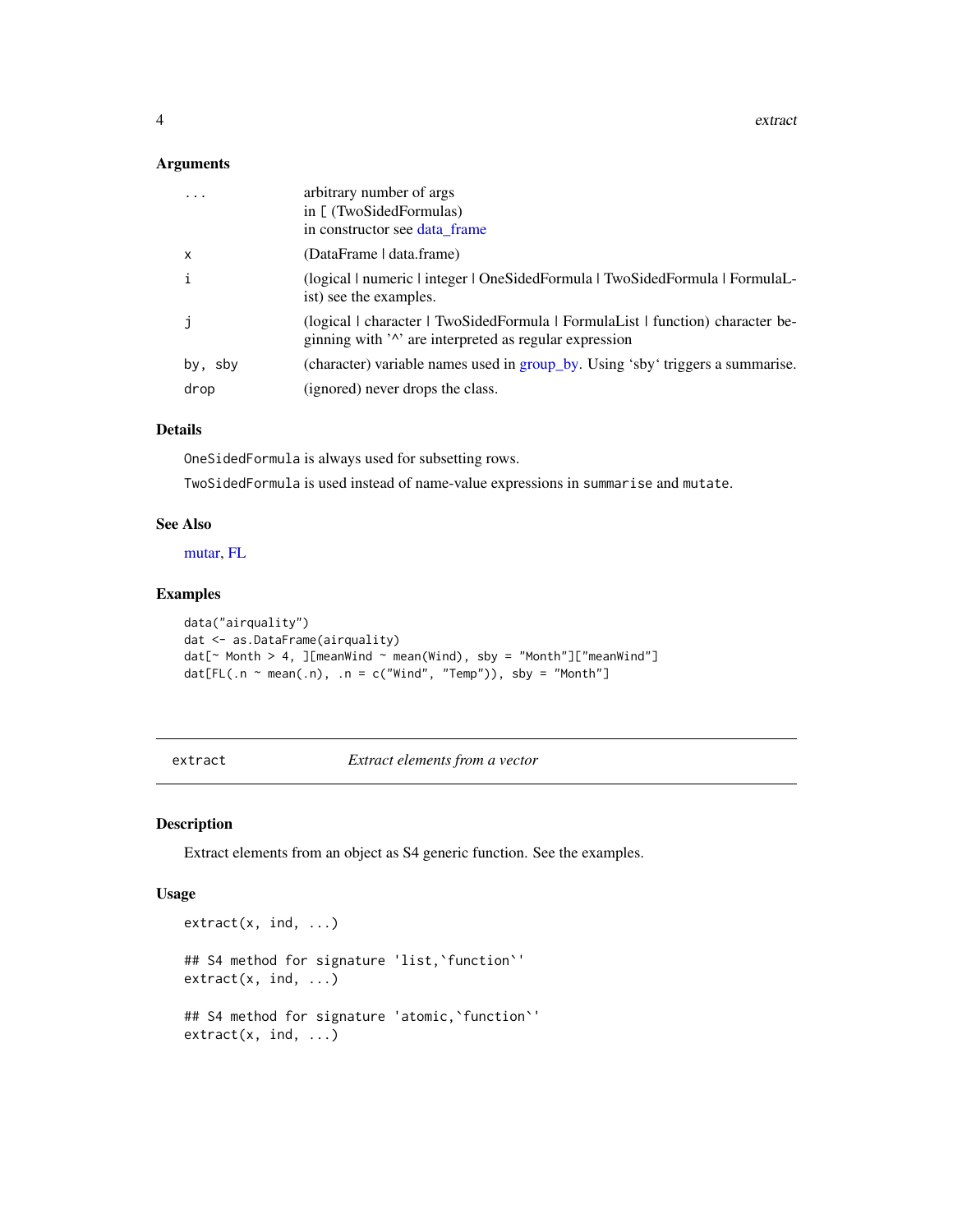### Arguments

| | |
|---|---|
| `...` | arbitrary number of args<br>in [ (TwoSidedFormulas)<br>in constructor see data_frame |
| `x` | (DataFrame \| data.frame) |
| `i` | (logical \| numeric \| integer \| OneSidedFormula \| TwoSidedFormula \| FormulaList) see the examples. |
| `j` | (logical \| character \| TwoSidedFormula \| FormulaList \| function) character beginning with '^' are interpreted as regular expression |
| `by, sby` | (character) variable names used in group_by. Using 'sby' triggers a summarise. |
| `drop` | (ignored) never drops the class. |

### Details

`OneSidedFormula` is always used for subsetting rows.

`TwoSidedFormula` is used instead of name-value expressions in `summarise` and `mutate`.

### See Also

mutar, FL

### Examples

```
data("airquality")
dat <- as.DataFrame(airquality)
dat[~ Month > 4, ][meanWind ~ mean(Wind), sby = "Month"]["meanWind"]
dat[FL(.n ~ mean(.n), .n = c("Wind", "Temp")), sby = "Month"]
```

---

## extract — *Extract elements from a vector*

### Description

Extract elements from an object as S4 generic function. See the examples.

### Usage

```
extract(x, ind, ...)

## S4 method for signature 'list,`function`'
extract(x, ind, ...)

## S4 method for signature 'atomic,`function`'
extract(x, ind, ...)
```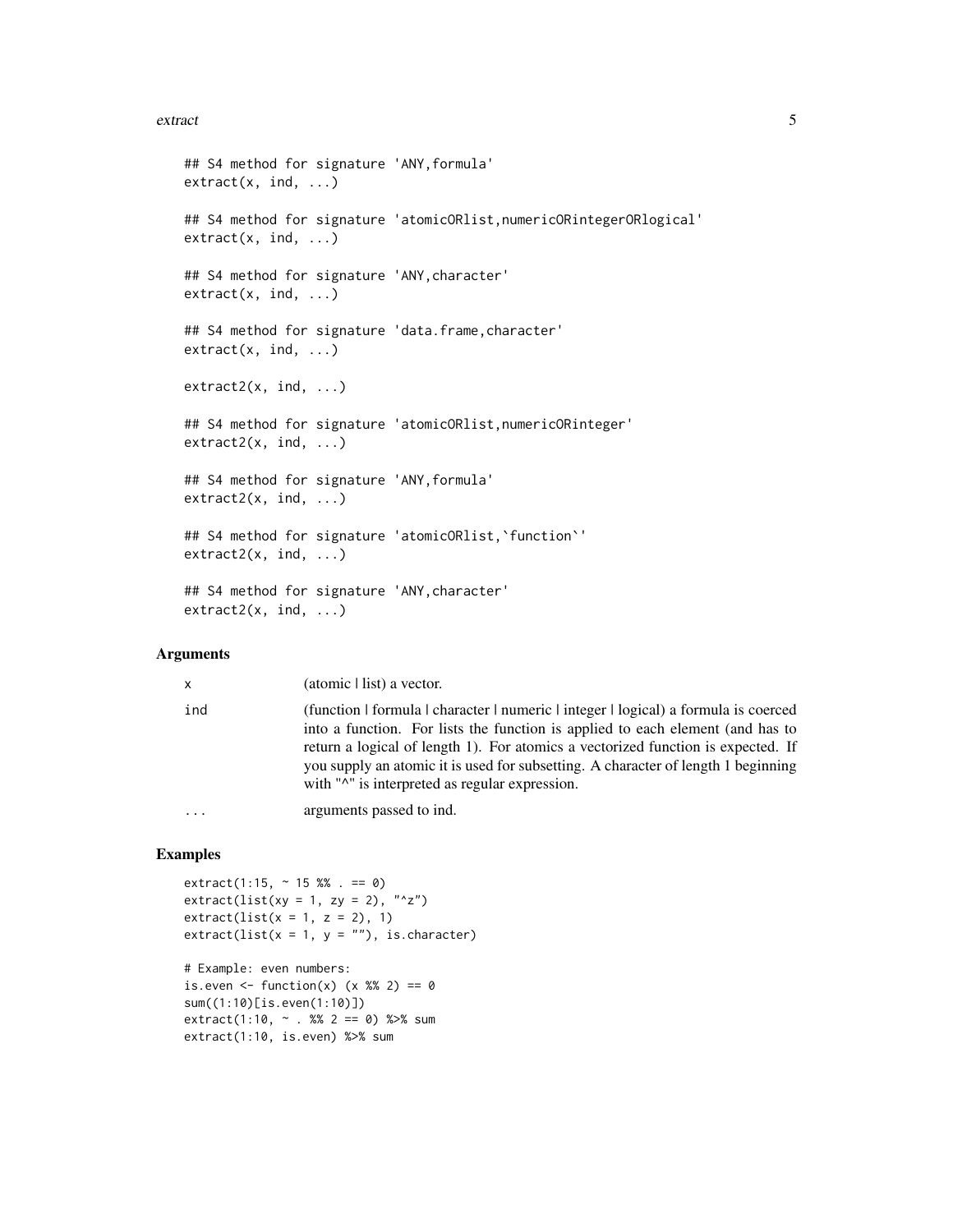```
## S4 method for signature 'ANY,formula'
extract(x, ind, ...)

## S4 method for signature 'atomicORlist,numericORintegerORlogical'
extract(x, ind, ...)

## S4 method for signature 'ANY,character'
extract(x, ind, ...)

## S4 method for signature 'data.frame,character'
extract(x, ind, ...)

extract2(x, ind, ...)

## S4 method for signature 'atomicORlist,numericORinteger'
extract2(x, ind, ...)

## S4 method for signature 'ANY,formula'
extract2(x, ind, ...)

## S4 method for signature 'atomicORlist,`function`'
extract2(x, ind, ...)

## S4 method for signature 'ANY,character'
extract2(x, ind, ...)
```

## Arguments

| | |
|---|---|
| x | (atomic \| list) a vector. |
| ind | (function \| formula \| character \| numeric \| integer \| logical) a formula is coerced into a function. For lists the function is applied to each element (and has to return a logical of length 1). For atomics a vectorized function is expected. If you supply an atomic it is used for subsetting. A character of length 1 beginning with "^" is interpreted as regular expression. |
| ... | arguments passed to ind. |

## Examples

```
extract(1:15, ~ 15 %% . == 0)
extract(list(xy = 1, zy = 2), "^z")
extract(list(x = 1, z = 2), 1)
extract(list(x = 1, y = ""), is.character)

# Example: even numbers:
is.even <- function(x) (x %% 2) == 0
sum((1:10)[is.even(1:10)])
extract(1:10, ~ . %% 2 == 0) %>% sum
extract(1:10, is.even) %>% sum
```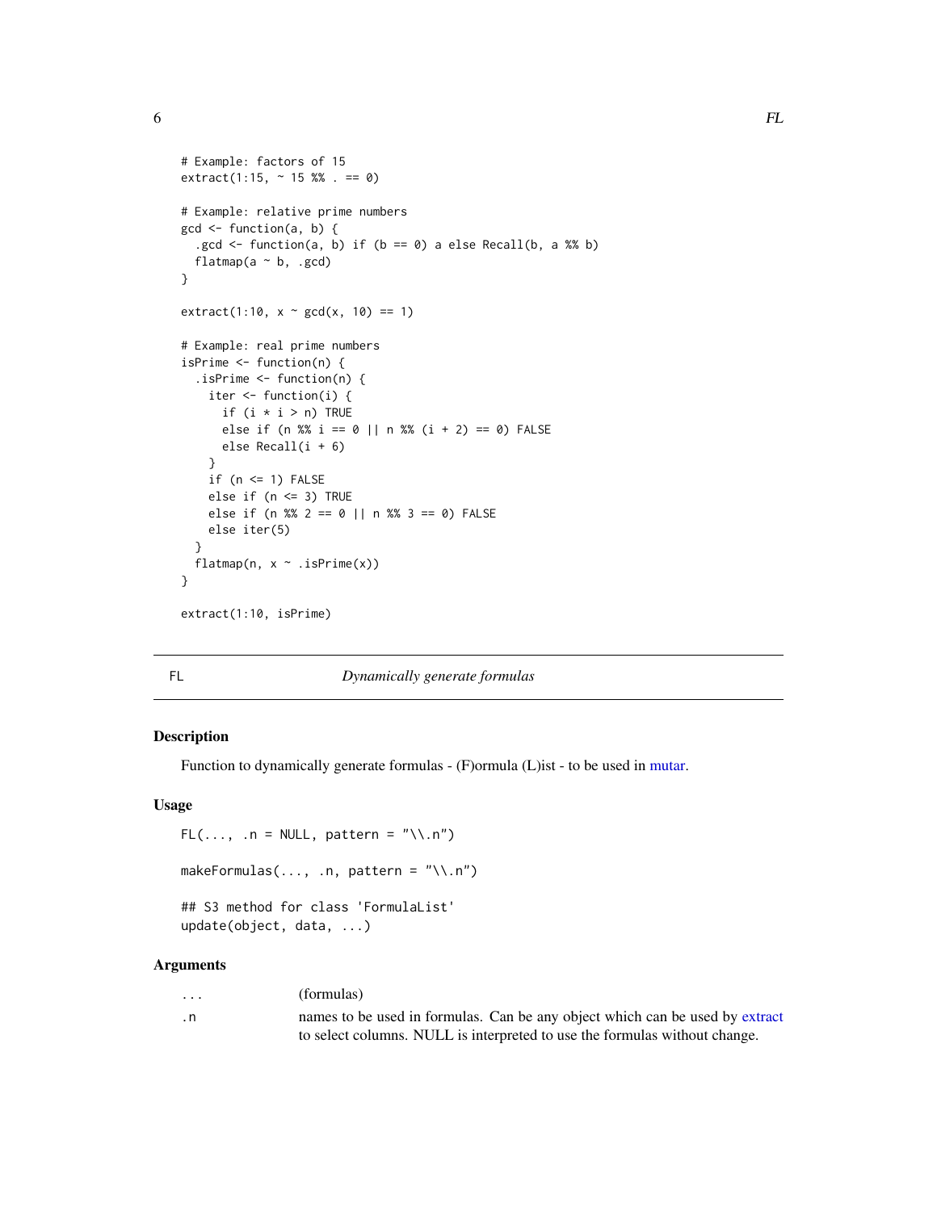```
# Example: factors of 15
extract(1:15, ~ 15 %% . == 0)

# Example: relative prime numbers
gcd <- function(a, b) {
  .gcd <- function(a, b) if (b == 0) a else Recall(b, a %% b)
  flatmap(a ~ b, .gcd)
}

extract(1:10, x ~ gcd(x, 10) == 1)

# Example: real prime numbers
isPrime <- function(n) {
  .isPrime <- function(n) {
    iter <- function(i) {
      if (i * i > n) TRUE
      else if (n %% i == 0 || n %% (i + 2) == 0) FALSE
      else Recall(i + 6)
    }
    if (n <= 1) FALSE
    else if (n <= 3) TRUE
    else if (n %% 2 == 0 || n %% 3 == 0) FALSE
    else iter(5)
  }
  flatmap(n, x ~ .isPrime(x))
}

extract(1:10, isPrime)
```

---

## FL — *Dynamically generate formulas*

### Description

Function to dynamically generate formulas - (F)ormula (L)ist - to be used in mutar.

### Usage

```
FL(..., .n = NULL, pattern = "\\.n")

makeFormulas(..., .n, pattern = "\\.n")

## S3 method for class 'FormulaList'
update(object, data, ...)
```

### Arguments

| | |
|---|---|
| `...` | (formulas) |
| `.n` | names to be used in formulas. Can be any object which can be used by extract to select columns. NULL is interpreted to use the formulas without change. |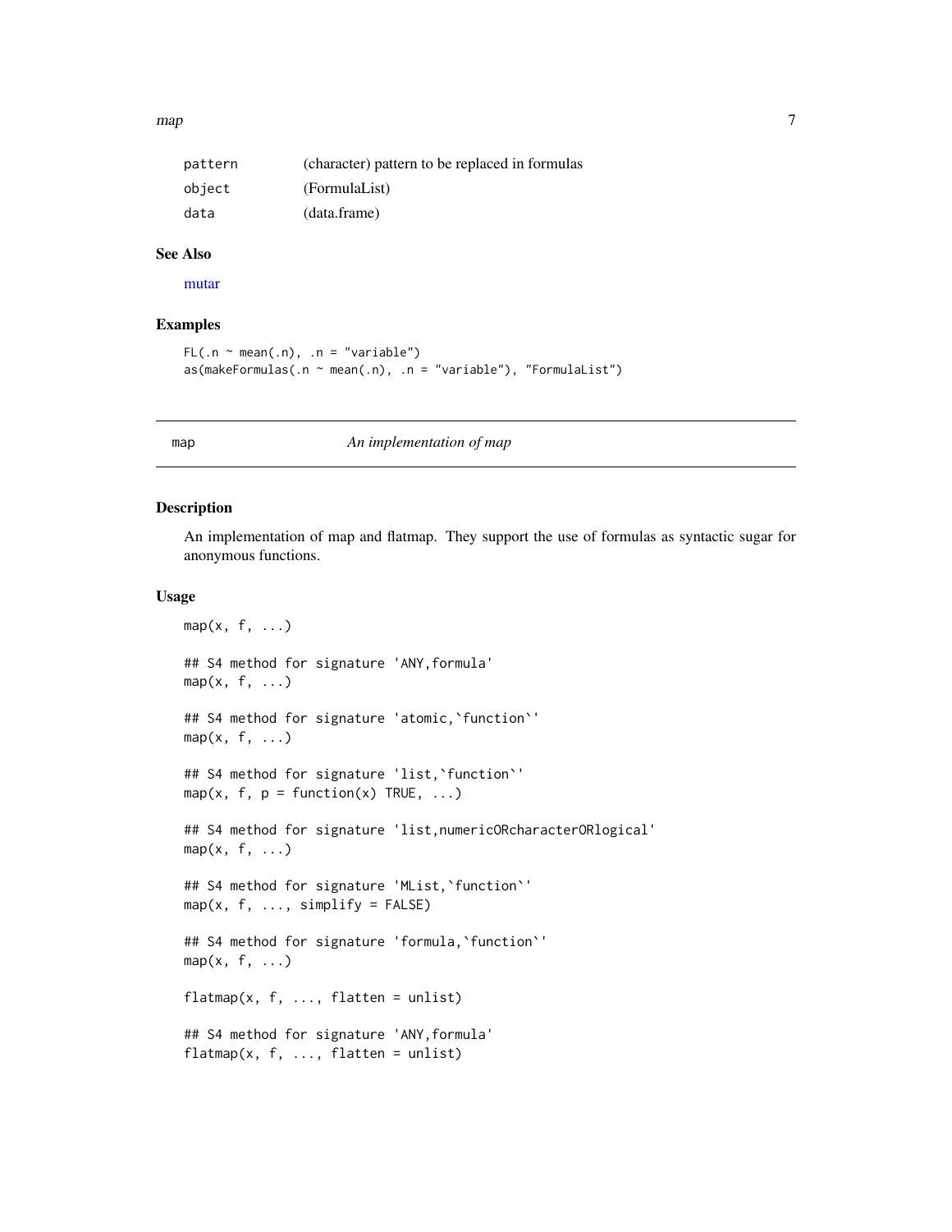| | |
|---|---|
| pattern | (character) pattern to be replaced in formulas |
| object | (FormulaList) |
| data | (data.frame) |

### See Also

mutar

### Examples

```
FL(.n ~ mean(.n), .n = "variable")
as(makeFormulas(.n ~ mean(.n), .n = "variable"), "FormulaList")
```

---

## map — *An implementation of map*

### Description

An implementation of map and flatmap. They support the use of formulas as syntactic sugar for anonymous functions.

### Usage

```
map(x, f, ...)

## S4 method for signature 'ANY,formula'
map(x, f, ...)

## S4 method for signature 'atomic,`function`'
map(x, f, ...)

## S4 method for signature 'list,`function`'
map(x, f, p = function(x) TRUE, ...)

## S4 method for signature 'list,numericORcharacterORlogical'
map(x, f, ...)

## S4 method for signature 'MList,`function`'
map(x, f, ..., simplify = FALSE)

## S4 method for signature 'formula,`function`'
map(x, f, ...)

flatmap(x, f, ..., flatten = unlist)

## S4 method for signature 'ANY,formula'
flatmap(x, f, ..., flatten = unlist)
```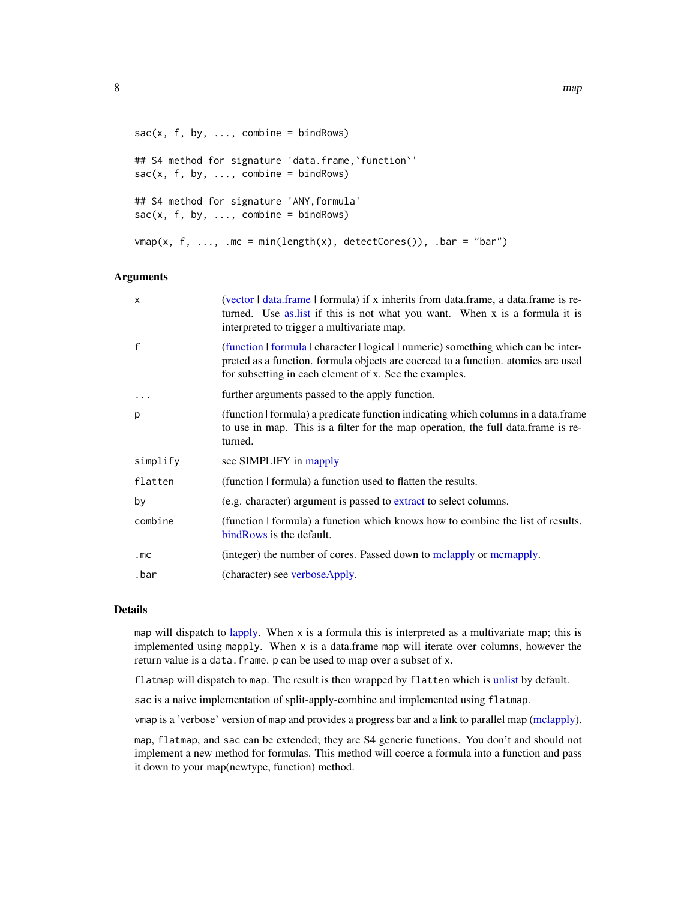```
sac(x, f, by, ..., combine = bindRows)

## S4 method for signature 'data.frame,`function`'
sac(x, f, by, ..., combine = bindRows)

## S4 method for signature 'ANY,formula'
sac(x, f, by, ..., combine = bindRows)

vmap(x, f, ..., .mc = min(length(x), detectCores()), .bar = "bar")
```

### Arguments

| | |
|---|---|
| x | (vector \| data.frame \| formula) if x inherits from data.frame, a data.frame is returned. Use as.list if this is not what you want. When x is a formula it is interpreted to trigger a multivariate map. |
| f | (function \| formula \| character \| logical \| numeric) something which can be interpreted as a function. formula objects are coerced to a function. atomics are used for subsetting in each element of x. See the examples. |
| ... | further arguments passed to the apply function. |
| p | (function \| formula) a predicate function indicating which columns in a data.frame to use in map. This is a filter for the map operation, the full data.frame is returned. |
| simplify | see SIMPLIFY in mapply |
| flatten | (function \| formula) a function used to flatten the results. |
| by | (e.g. character) argument is passed to extract to select columns. |
| combine | (function \| formula) a function which knows how to combine the list of results. bindRows is the default. |
| .mc | (integer) the number of cores. Passed down to mclapply or mcmapply. |
| .bar | (character) see verboseApply. |

### Details

`map` will dispatch to lapply. When `x` is a formula this is interpreted as a multivariate map; this is implemented using `mapply`. When `x` is a data.frame `map` will iterate over columns, however the return value is a `data.frame`. `p` can be used to map over a subset of `x`.

`flatmap` will dispatch to `map`. The result is then wrapped by `flatten` which is unlist by default.

`sac` is a naive implementation of split-apply-combine and implemented using `flatmap`.

`vmap` is a 'verbose' version of `map` and provides a progress bar and a link to parallel map (mclapply).

`map`, `flatmap`, and `sac` can be extended; they are S4 generic functions. You don't and should not implement a new method for formulas. This method will coerce a formula into a function and pass it down to your map(newtype, function) method.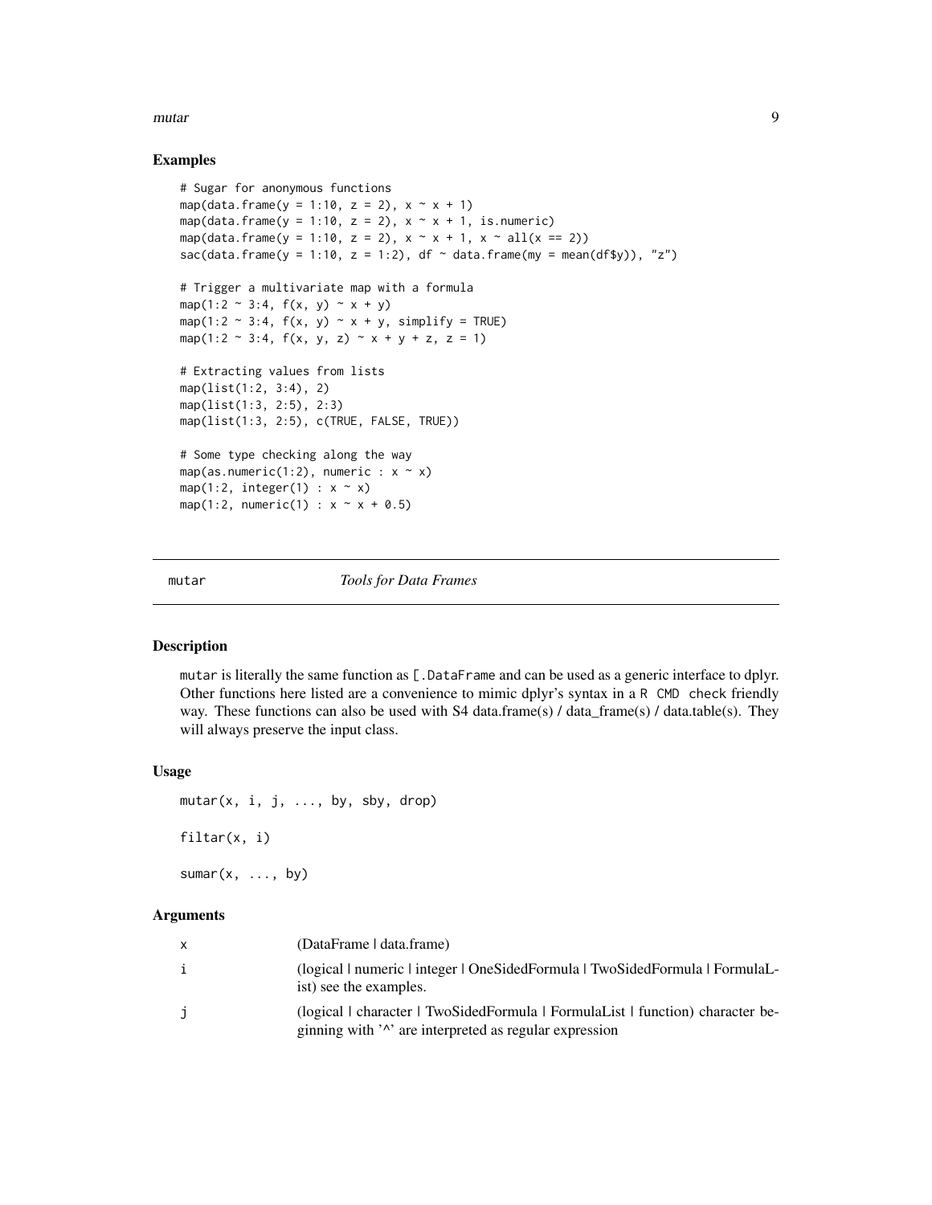## Examples

```
# Sugar for anonymous functions
map(data.frame(y = 1:10, z = 2), x ~ x + 1)
map(data.frame(y = 1:10, z = 2), x ~ x + 1, is.numeric)
map(data.frame(y = 1:10, z = 2), x ~ x + 1, x ~ all(x == 2))
sac(data.frame(y = 1:10, z = 1:2), df ~ data.frame(my = mean(df$y)), "z")

# Trigger a multivariate map with a formula
map(1:2 ~ 3:4, f(x, y) ~ x + y)
map(1:2 ~ 3:4, f(x, y) ~ x + y, simplify = TRUE)
map(1:2 ~ 3:4, f(x, y, z) ~ x + y + z, z = 1)

# Extracting values from lists
map(list(1:2, 3:4), 2)
map(list(1:3, 2:5), 2:3)
map(list(1:3, 2:5), c(TRUE, FALSE, TRUE))

# Some type checking along the way
map(as.numeric(1:2), numeric : x ~ x)
map(1:2, integer(1) : x ~ x)
map(1:2, numeric(1) : x ~ x + 0.5)
```

---

# mutar — *Tools for Data Frames*

## Description

`mutar` is literally the same function as `[.DataFrame` and can be used as a generic interface to dplyr. Other functions here listed are a convenience to mimic dplyr's syntax in a `R CMD check` friendly way. These functions can also be used with S4 data.frame(s) / data_frame(s) / data.table(s). They will always preserve the input class.

## Usage

```
mutar(x, i, j, ..., by, sby, drop)

filtar(x, i)

sumar(x, ..., by)
```

## Arguments

| | |
|---|---|
| `x` | (DataFrame \| data.frame) |
| `i` | (logical \| numeric \| integer \| OneSidedFormula \| TwoSidedFormula \| FormulaList) see the examples. |
| `j` | (logical \| character \| TwoSidedFormula \| FormulaList \| function) character beginning with '^' are interpreted as regular expression |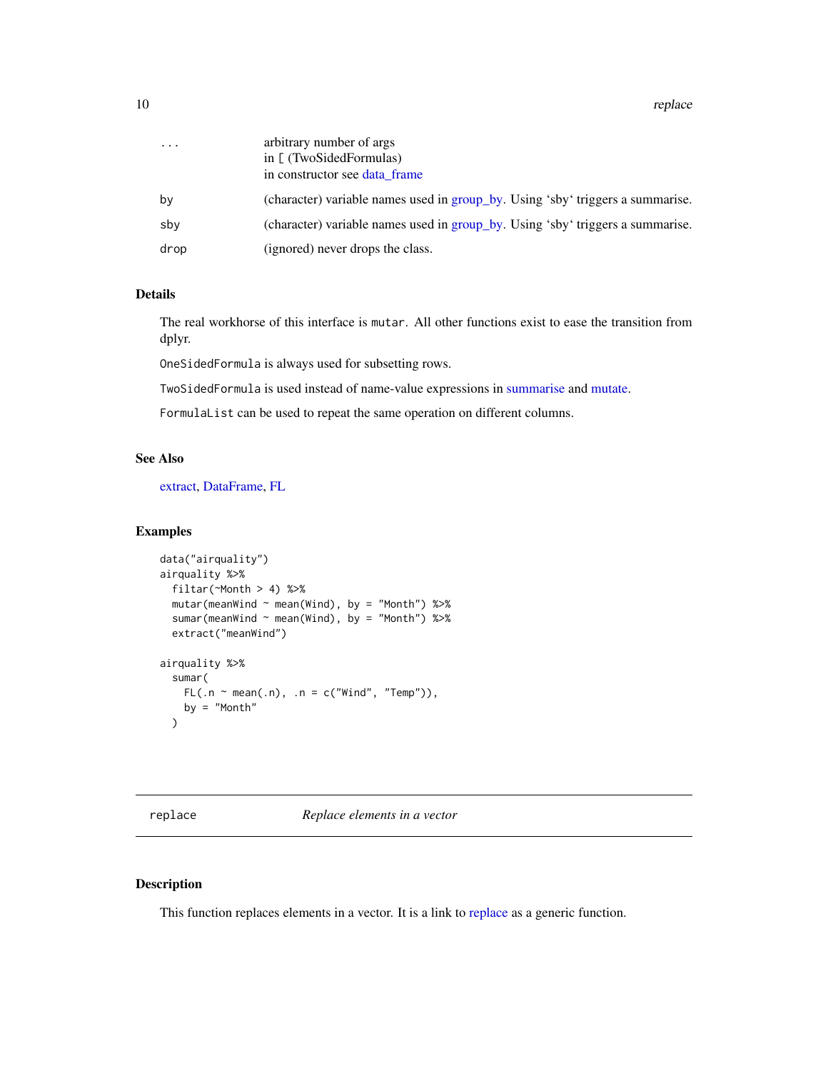| | |
|---|---|
| ... | arbitrary number of args<br>in [ (TwoSidedFormulas)<br>in constructor see data_frame |
| by | (character) variable names used in group_by. Using 'sby' triggers a summarise. |
| sby | (character) variable names used in group_by. Using 'sby' triggers a summarise. |
| drop | (ignored) never drops the class. |

### Details

The real workhorse of this interface is `mutar`. All other functions exist to ease the transition from dplyr.

`OneSidedFormula` is always used for subsetting rows.

`TwoSidedFormula` is used instead of name-value expressions in summarise and mutate.

`FormulaList` can be used to repeat the same operation on different columns.

### See Also

extract, DataFrame, FL

### Examples

```
data("airquality")
airquality %>%
  filtar(~Month > 4) %>%
  mutar(meanWind ~ mean(Wind), by = "Month") %>%
  sumar(meanWind ~ mean(Wind), by = "Month") %>%
  extract("meanWind")

airquality %>%
  sumar(
    FL(.n ~ mean(.n), .n = c("Wind", "Temp")),
    by = "Month"
  )
```

---

## replace — *Replace elements in a vector*

### Description

This function replaces elements in a vector. It is a link to replace as a generic function.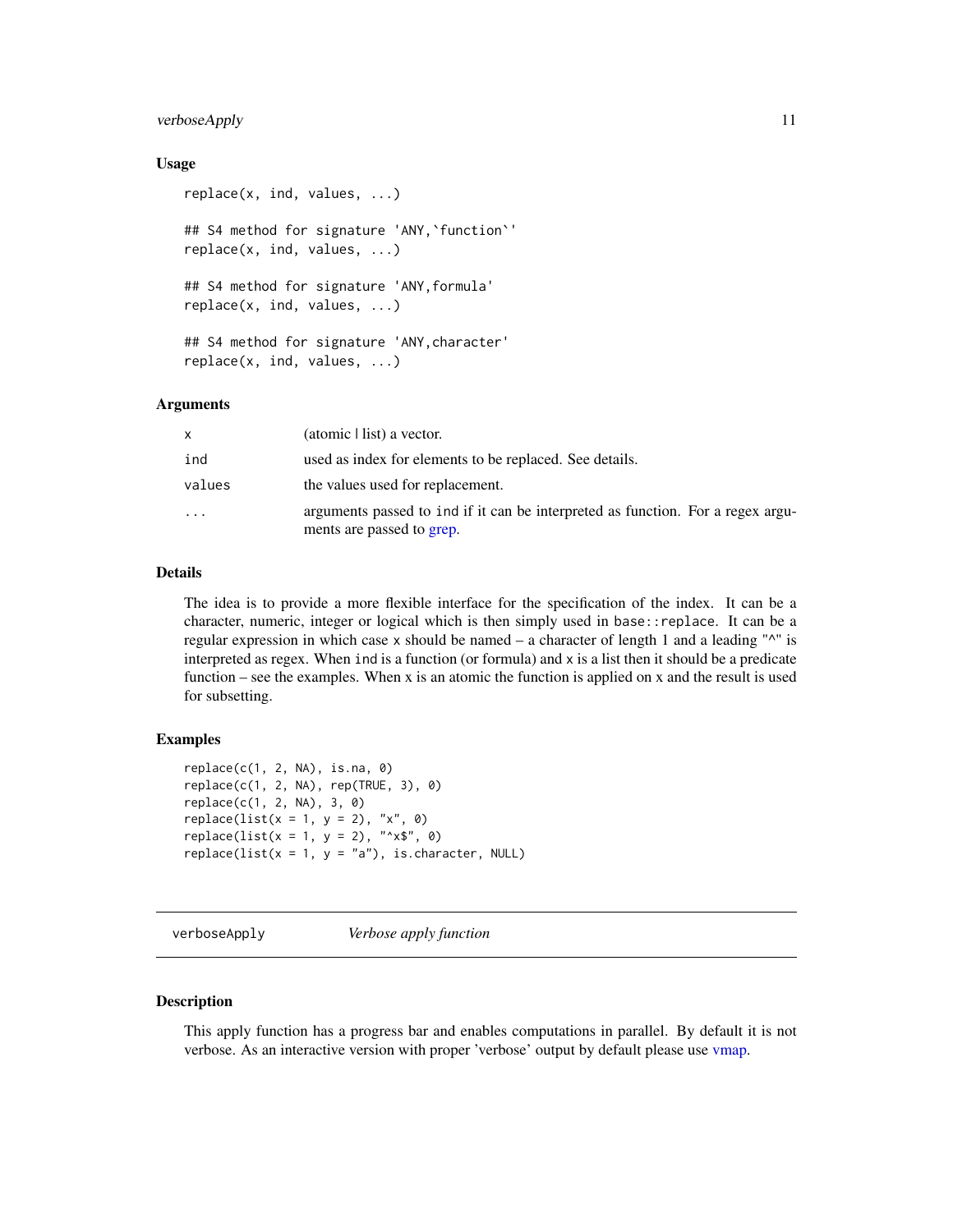### Usage

```
replace(x, ind, values, ...)

## S4 method for signature 'ANY,`function`'
replace(x, ind, values, ...)

## S4 method for signature 'ANY,formula'
replace(x, ind, values, ...)

## S4 method for signature 'ANY,character'
replace(x, ind, values, ...)
```

### Arguments

| | |
|---|---|
| x | (atomic \| list) a vector. |
| ind | used as index for elements to be replaced. See details. |
| values | the values used for replacement. |
| ... | arguments passed to ind if it can be interpreted as function. For a regex arguments are passed to grep. |

### Details

The idea is to provide a more flexible interface for the specification of the index. It can be a character, numeric, integer or logical which is then simply used in `base::replace`. It can be a regular expression in which case x should be named – a character of length 1 and a leading "^" is interpreted as regex. When ind is a function (or formula) and x is a list then it should be a predicate function – see the examples. When x is an atomic the function is applied on x and the result is used for subsetting.

### Examples

```
replace(c(1, 2, NA), is.na, 0)
replace(c(1, 2, NA), rep(TRUE, 3), 0)
replace(c(1, 2, NA), 3, 0)
replace(list(x = 1, y = 2), "x", 0)
replace(list(x = 1, y = 2), "^x$", 0)
replace(list(x = 1, y = "a"), is.character, NULL)
```

---

## verboseApply *Verbose apply function*

### Description

This apply function has a progress bar and enables computations in parallel. By default it is not verbose. As an interactive version with proper 'verbose' output by default please use vmap.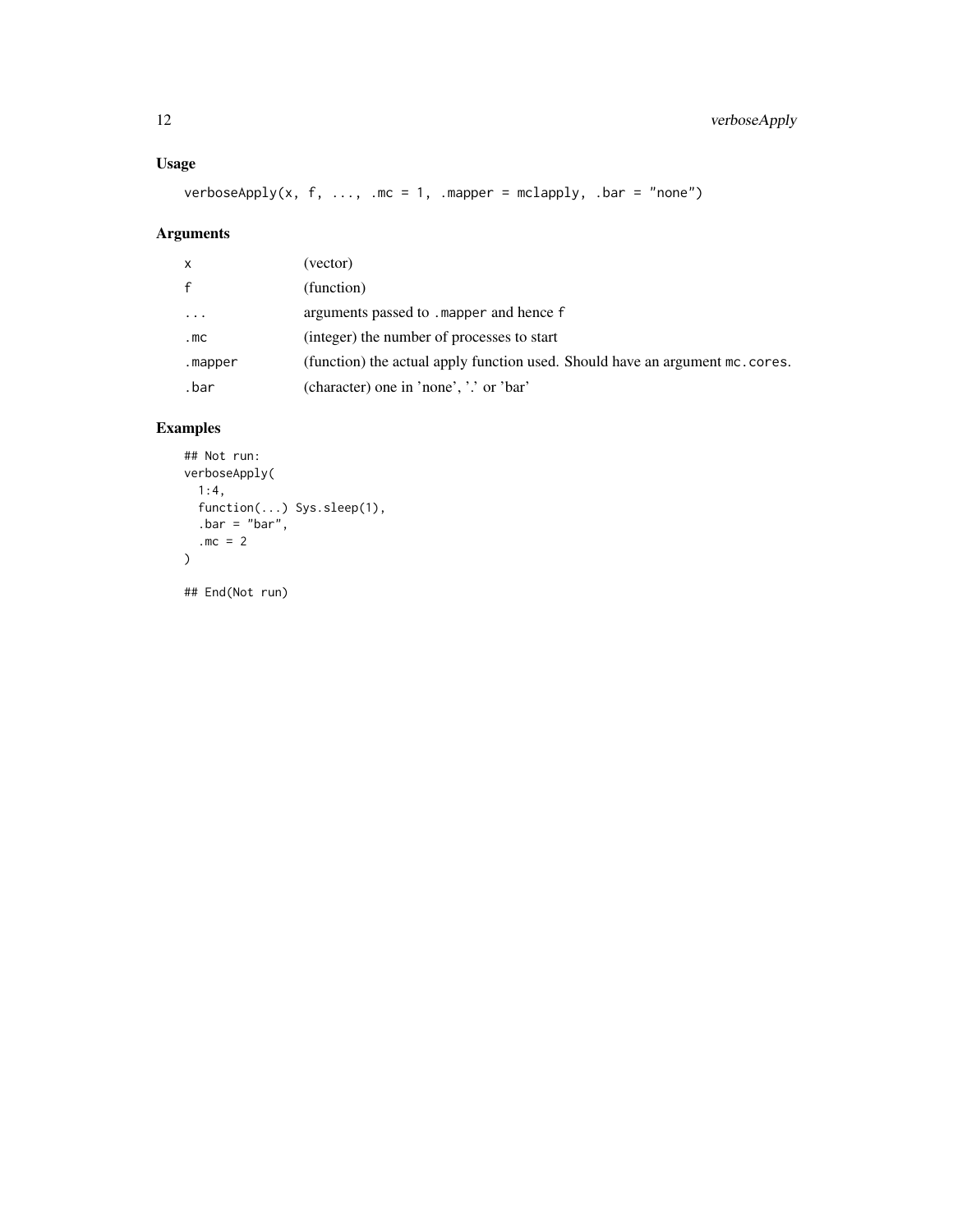### Usage

```
verboseApply(x, f, ..., .mc = 1, .mapper = mclapply, .bar = "none")
```

### Arguments

| | |
|---|---|
| `x` | (vector) |
| `f` | (function) |
| `...` | arguments passed to `.mapper` and hence `f` |
| `.mc` | (integer) the number of processes to start |
| `.mapper` | (function) the actual apply function used. Should have an argument `mc.cores`. |
| `.bar` | (character) one in 'none', '.' or 'bar' |

### Examples

```
## Not run:
verboseApply(
  1:4,
  function(...) Sys.sleep(1),
  .bar = "bar",
  .mc = 2
)

## End(Not run)
```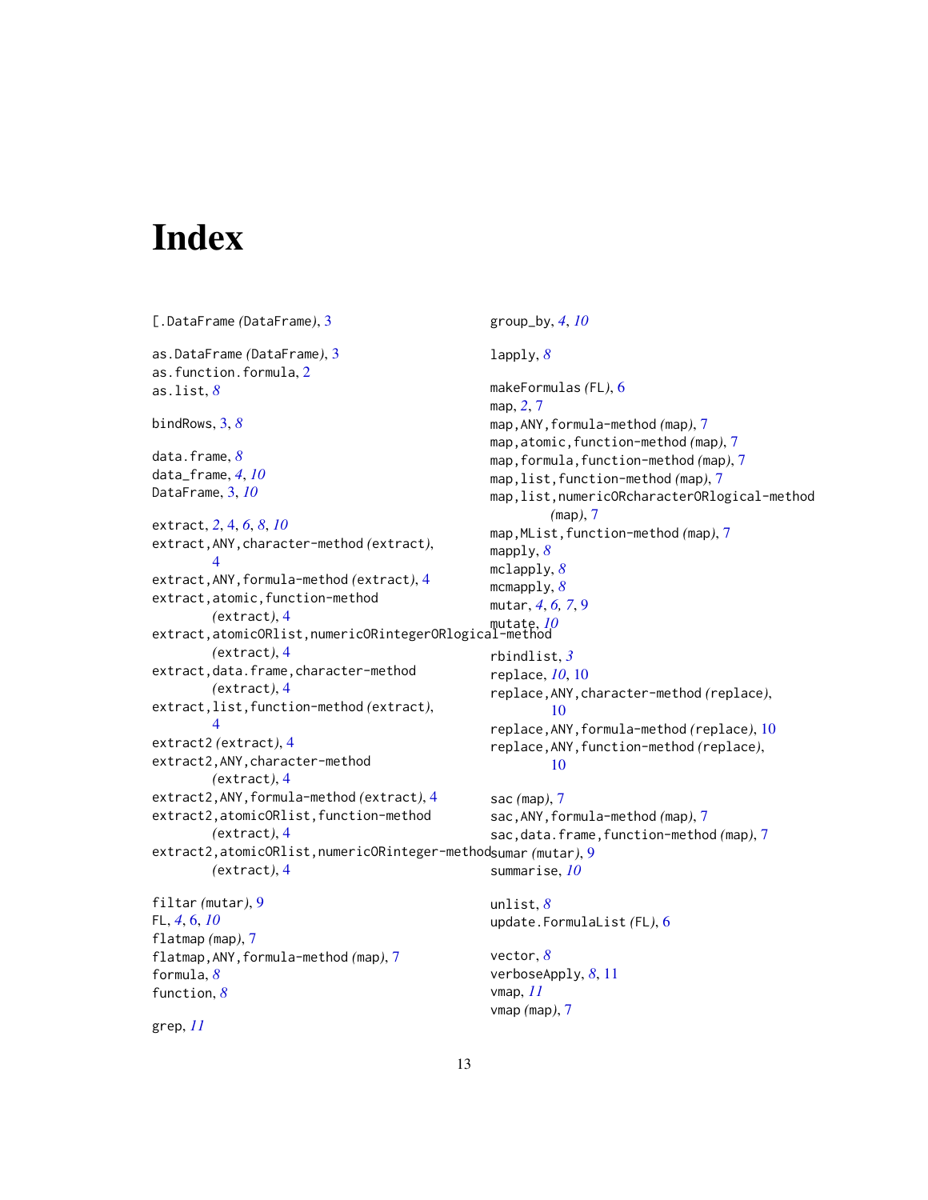# Index

[.DataFrame *(DataFrame)*, 3

as.DataFrame *(DataFrame)*, 3
as.function.formula, 2
as.list, *8*

bindRows, 3, *8*

data.frame, *8*
data_frame, *4*, *10*
DataFrame, 3, *10*

extract, *2*, 4, *6*, *8*, *10*
extract,ANY,character-method *(extract)*, 4
extract,ANY,formula-method *(extract)*, 4
extract,atomic,function-method *(extract)*, 4
extract,atomicORlist,numericORintegerORlogical-method *(extract)*, 4
extract,data.frame,character-method *(extract)*, 4
extract,list,function-method *(extract)*, 4
extract2 *(extract)*, 4
extract2,ANY,character-method *(extract)*, 4
extract2,ANY,formula-method *(extract)*, 4
extract2,atomicORlist,function-method *(extract)*, 4
extract2,atomicORlist,numericORinteger-method *(extract)*, 4

filtar *(mutar)*, 9
FL, *4*, 6, *10*
flatmap *(map)*, 7
flatmap,ANY,formula-method *(map)*, 7
formula, *8*
function, *8*

grep, *11*

group_by, *4*, *10*

lapply, *8*

makeFormulas *(FL)*, 6
map, *2*, 7
map,ANY,formula-method *(map)*, 7
map,atomic,function-method *(map)*, 7
map,formula,function-method *(map)*, 7
map,list,function-method *(map)*, 7
map,list,numericORcharacterORlogical-method *(map)*, 7
map,MList,function-method *(map)*, 7
mapply, *8*
mclapply, *8*
mcmapply, *8*
mutar, *4*, *6*, *7*, 9
mutate, *10*

rbindlist, *3*
replace, *10*, 10
replace,ANY,character-method *(replace)*, 10
replace,ANY,formula-method *(replace)*, 10
replace,ANY,function-method *(replace)*, 10

sac *(map)*, 7
sac,ANY,formula-method *(map)*, 7
sac,data.frame,function-method *(map)*, 7
sumar *(mutar)*, 9
summarise, *10*

unlist, *8*
update.FormulaList *(FL)*, 6

vector, *8*
verboseApply, *8*, 11
vmap, *11*
vmap *(map)*, 7